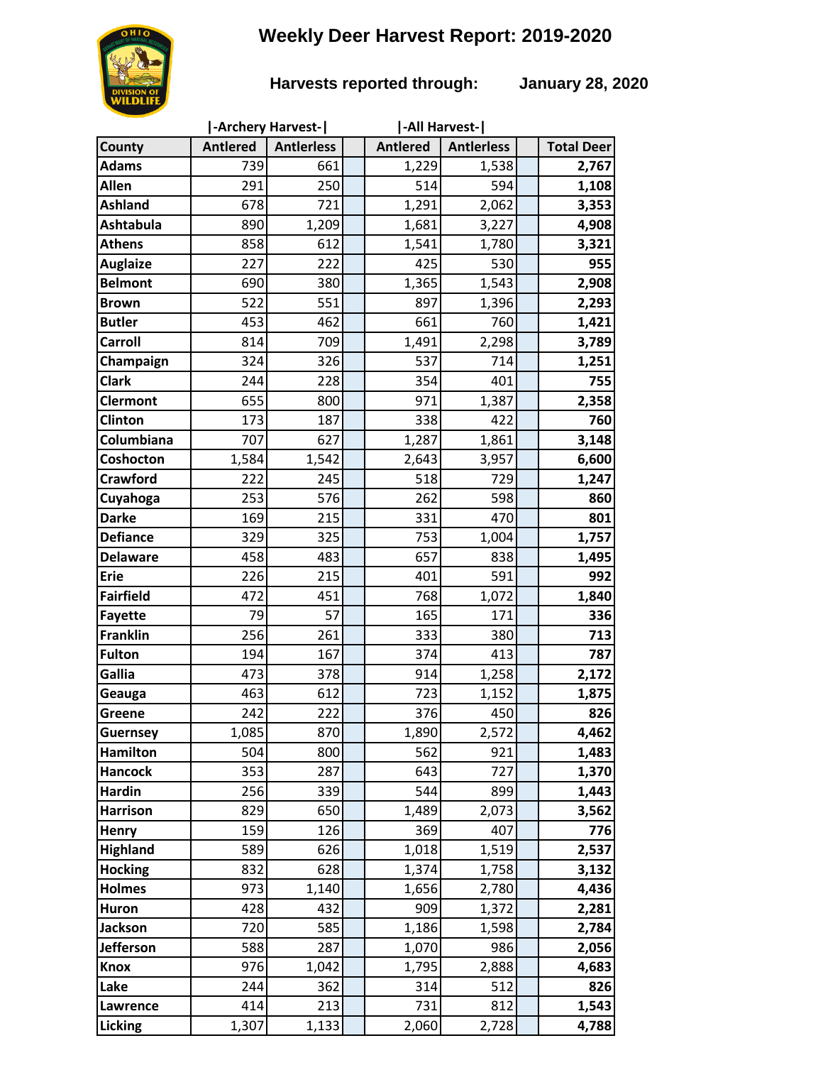# Weekly Deer Harvest Report: 2019-2020

**Harvests reported through: January 28, 2020**

| | \|-Archery Harvest-\| | | | \|-All Harvest-\| | | | |
|---|---|---|---|---|---|---|---|
| **County** | **Antlered** | **Antlerless** | | **Antlered** | **Antlerless** | | **Total Deer** |
| **Adams** | 739 | 661 | | 1,229 | 1,538 | | **2,767** |
| **Allen** | 291 | 250 | | 514 | 594 | | **1,108** |
| **Ashland** | 678 | 721 | | 1,291 | 2,062 | | **3,353** |
| **Ashtabula** | 890 | 1,209 | | 1,681 | 3,227 | | **4,908** |
| **Athens** | 858 | 612 | | 1,541 | 1,780 | | **3,321** |
| **Auglaize** | 227 | 222 | | 425 | 530 | | **955** |
| **Belmont** | 690 | 380 | | 1,365 | 1,543 | | **2,908** |
| **Brown** | 522 | 551 | | 897 | 1,396 | | **2,293** |
| **Butler** | 453 | 462 | | 661 | 760 | | **1,421** |
| **Carroll** | 814 | 709 | | 1,491 | 2,298 | | **3,789** |
| **Champaign** | 324 | 326 | | 537 | 714 | | **1,251** |
| **Clark** | 244 | 228 | | 354 | 401 | | **755** |
| **Clermont** | 655 | 800 | | 971 | 1,387 | | **2,358** |
| **Clinton** | 173 | 187 | | 338 | 422 | | **760** |
| **Columbiana** | 707 | 627 | | 1,287 | 1,861 | | **3,148** |
| **Coshocton** | 1,584 | 1,542 | | 2,643 | 3,957 | | **6,600** |
| **Crawford** | 222 | 245 | | 518 | 729 | | **1,247** |
| **Cuyahoga** | 253 | 576 | | 262 | 598 | | **860** |
| **Darke** | 169 | 215 | | 331 | 470 | | **801** |
| **Defiance** | 329 | 325 | | 753 | 1,004 | | **1,757** |
| **Delaware** | 458 | 483 | | 657 | 838 | | **1,495** |
| **Erie** | 226 | 215 | | 401 | 591 | | **992** |
| **Fairfield** | 472 | 451 | | 768 | 1,072 | | **1,840** |
| **Fayette** | 79 | 57 | | 165 | 171 | | **336** |
| **Franklin** | 256 | 261 | | 333 | 380 | | **713** |
| **Fulton** | 194 | 167 | | 374 | 413 | | **787** |
| **Gallia** | 473 | 378 | | 914 | 1,258 | | **2,172** |
| **Geauga** | 463 | 612 | | 723 | 1,152 | | **1,875** |
| **Greene** | 242 | 222 | | 376 | 450 | | **826** |
| **Guernsey** | 1,085 | 870 | | 1,890 | 2,572 | | **4,462** |
| **Hamilton** | 504 | 800 | | 562 | 921 | | **1,483** |
| **Hancock** | 353 | 287 | | 643 | 727 | | **1,370** |
| **Hardin** | 256 | 339 | | 544 | 899 | | **1,443** |
| **Harrison** | 829 | 650 | | 1,489 | 2,073 | | **3,562** |
| **Henry** | 159 | 126 | | 369 | 407 | | **776** |
| **Highland** | 589 | 626 | | 1,018 | 1,519 | | **2,537** |
| **Hocking** | 832 | 628 | | 1,374 | 1,758 | | **3,132** |
| **Holmes** | 973 | 1,140 | | 1,656 | 2,780 | | **4,436** |
| **Huron** | 428 | 432 | | 909 | 1,372 | | **2,281** |
| **Jackson** | 720 | 585 | | 1,186 | 1,598 | | **2,784** |
| **Jefferson** | 588 | 287 | | 1,070 | 986 | | **2,056** |
| **Knox** | 976 | 1,042 | | 1,795 | 2,888 | | **4,683** |
| **Lake** | 244 | 362 | | 314 | 512 | | **826** |
| **Lawrence** | 414 | 213 | | 731 | 812 | | **1,543** |
| **Licking** | 1,307 | 1,133 | | 2,060 | 2,728 | | **4,788** |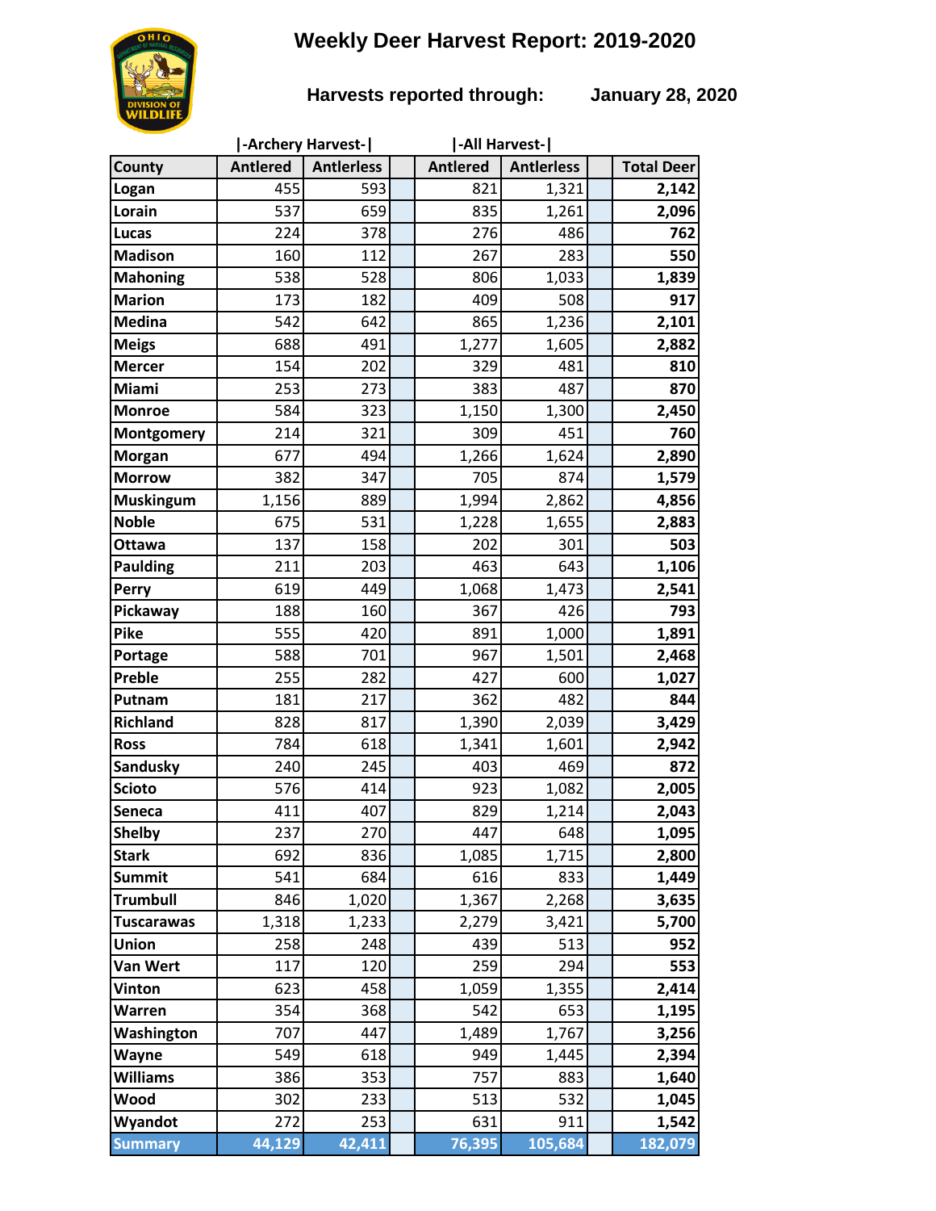# Weekly Deer Harvest Report: 2019-2020

**Harvests reported through: January 28, 2020**

| County | Archery Harvest Antlered | Archery Harvest Antlerless | | All Harvest Antlered | All Harvest Antlerless | | Total Deer |
|---|---|---|---|---|---|---|---|
| Logan | 455 | 593 | | 821 | 1,321 | | **2,142** |
| Lorain | 537 | 659 | | 835 | 1,261 | | **2,096** |
| Lucas | 224 | 378 | | 276 | 486 | | **762** |
| Madison | 160 | 112 | | 267 | 283 | | **550** |
| Mahoning | 538 | 528 | | 806 | 1,033 | | **1,839** |
| Marion | 173 | 182 | | 409 | 508 | | **917** |
| Medina | 542 | 642 | | 865 | 1,236 | | **2,101** |
| Meigs | 688 | 491 | | 1,277 | 1,605 | | **2,882** |
| Mercer | 154 | 202 | | 329 | 481 | | **810** |
| Miami | 253 | 273 | | 383 | 487 | | **870** |
| Monroe | 584 | 323 | | 1,150 | 1,300 | | **2,450** |
| Montgomery | 214 | 321 | | 309 | 451 | | **760** |
| Morgan | 677 | 494 | | 1,266 | 1,624 | | **2,890** |
| Morrow | 382 | 347 | | 705 | 874 | | **1,579** |
| Muskingum | 1,156 | 889 | | 1,994 | 2,862 | | **4,856** |
| Noble | 675 | 531 | | 1,228 | 1,655 | | **2,883** |
| Ottawa | 137 | 158 | | 202 | 301 | | **503** |
| Paulding | 211 | 203 | | 463 | 643 | | **1,106** |
| Perry | 619 | 449 | | 1,068 | 1,473 | | **2,541** |
| Pickaway | 188 | 160 | | 367 | 426 | | **793** |
| Pike | 555 | 420 | | 891 | 1,000 | | **1,891** |
| Portage | 588 | 701 | | 967 | 1,501 | | **2,468** |
| Preble | 255 | 282 | | 427 | 600 | | **1,027** |
| Putnam | 181 | 217 | | 362 | 482 | | **844** |
| Richland | 828 | 817 | | 1,390 | 2,039 | | **3,429** |
| Ross | 784 | 618 | | 1,341 | 1,601 | | **2,942** |
| Sandusky | 240 | 245 | | 403 | 469 | | **872** |
| Scioto | 576 | 414 | | 923 | 1,082 | | **2,005** |
| Seneca | 411 | 407 | | 829 | 1,214 | | **2,043** |
| Shelby | 237 | 270 | | 447 | 648 | | **1,095** |
| Stark | 692 | 836 | | 1,085 | 1,715 | | **2,800** |
| Summit | 541 | 684 | | 616 | 833 | | **1,449** |
| Trumbull | 846 | 1,020 | | 1,367 | 2,268 | | **3,635** |
| Tuscarawas | 1,318 | 1,233 | | 2,279 | 3,421 | | **5,700** |
| Union | 258 | 248 | | 439 | 513 | | **952** |
| Van Wert | 117 | 120 | | 259 | 294 | | **553** |
| Vinton | 623 | 458 | | 1,059 | 1,355 | | **2,414** |
| Warren | 354 | 368 | | 542 | 653 | | **1,195** |
| Washington | 707 | 447 | | 1,489 | 1,767 | | **3,256** |
| Wayne | 549 | 618 | | 949 | 1,445 | | **2,394** |
| Williams | 386 | 353 | | 757 | 883 | | **1,640** |
| Wood | 302 | 233 | | 513 | 532 | | **1,045** |
| Wyandot | 272 | 253 | | 631 | 911 | | **1,542** |
| **Summary** | **44,129** | **42,411** | | **76,395** | **105,684** | | **182,079** |